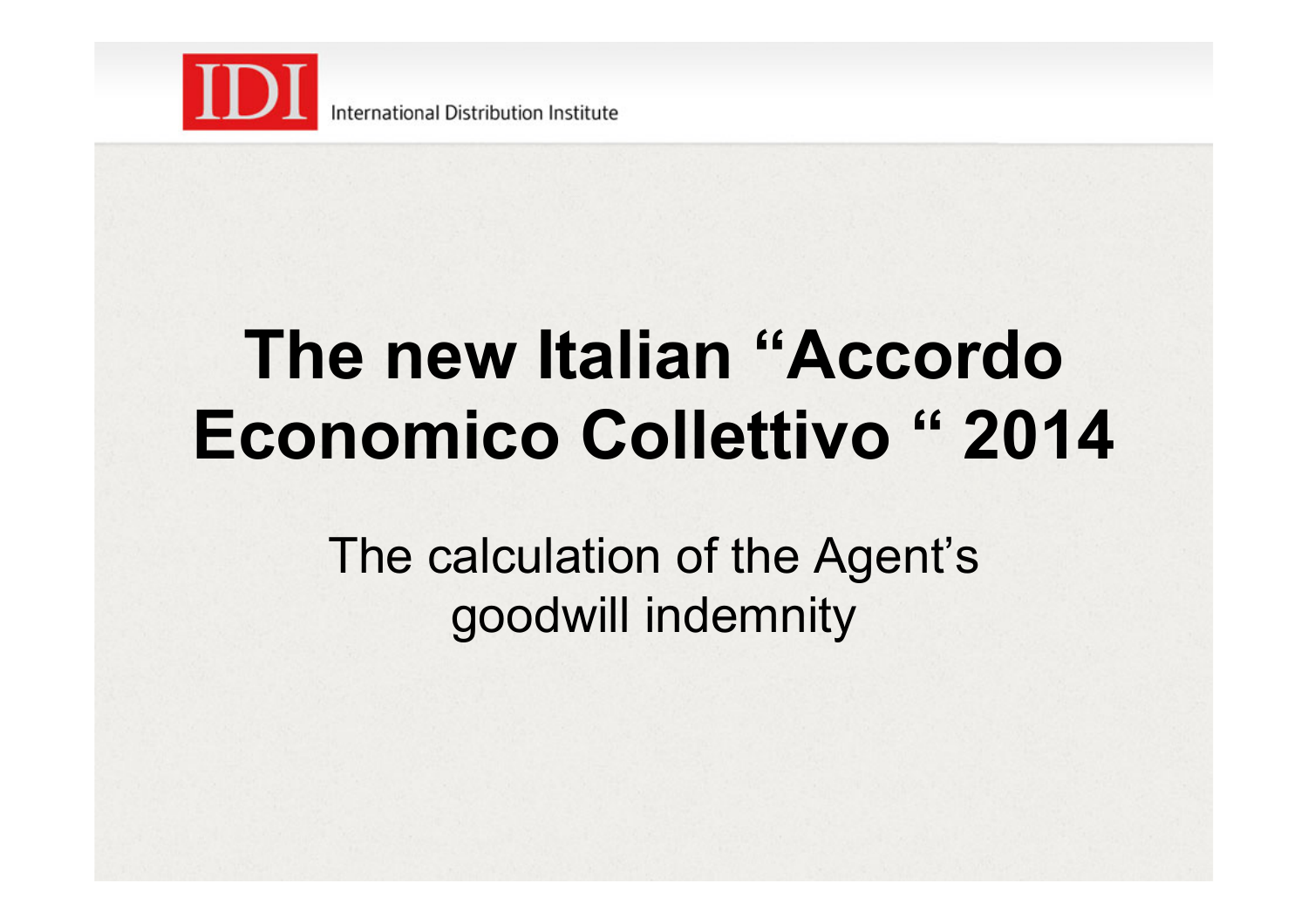IDI International Distribution Institute

# The new Italian “Accordo Economico Collettivo “ 2014

## The calculation of the Agent’s goodwill indemnity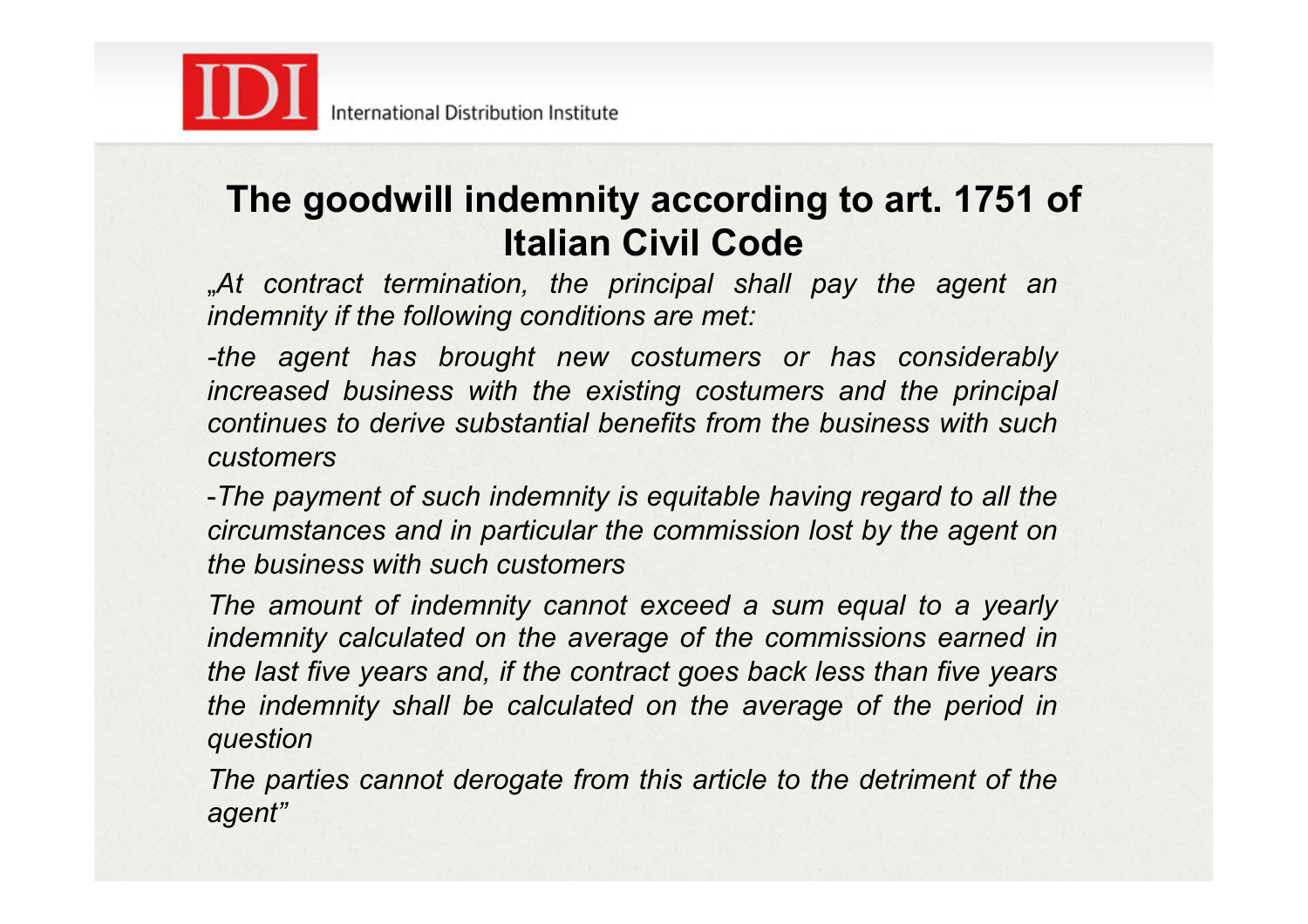## The goodwill indemnity according to art. 1751 of Italian Civil Code

*„At contract termination, the principal shall pay the agent an indemnity if the following conditions are met:*

*-the agent has brought new costumers or has considerably increased business with the existing costumers and the principal continues to derive substantial benefits from the business with such customers*

*-The payment of such indemnity is equitable having regard to all the circumstances and in particular the commission lost by the agent on the business with such customers*

*The amount of indemnity cannot exceed a sum equal to a yearly indemnity calculated on the average of the commissions earned in the last five years and, if the contract goes back less than five years the indemnity shall be calculated on the average of the period in question*

*The parties cannot derogate from this article to the detriment of the agent"*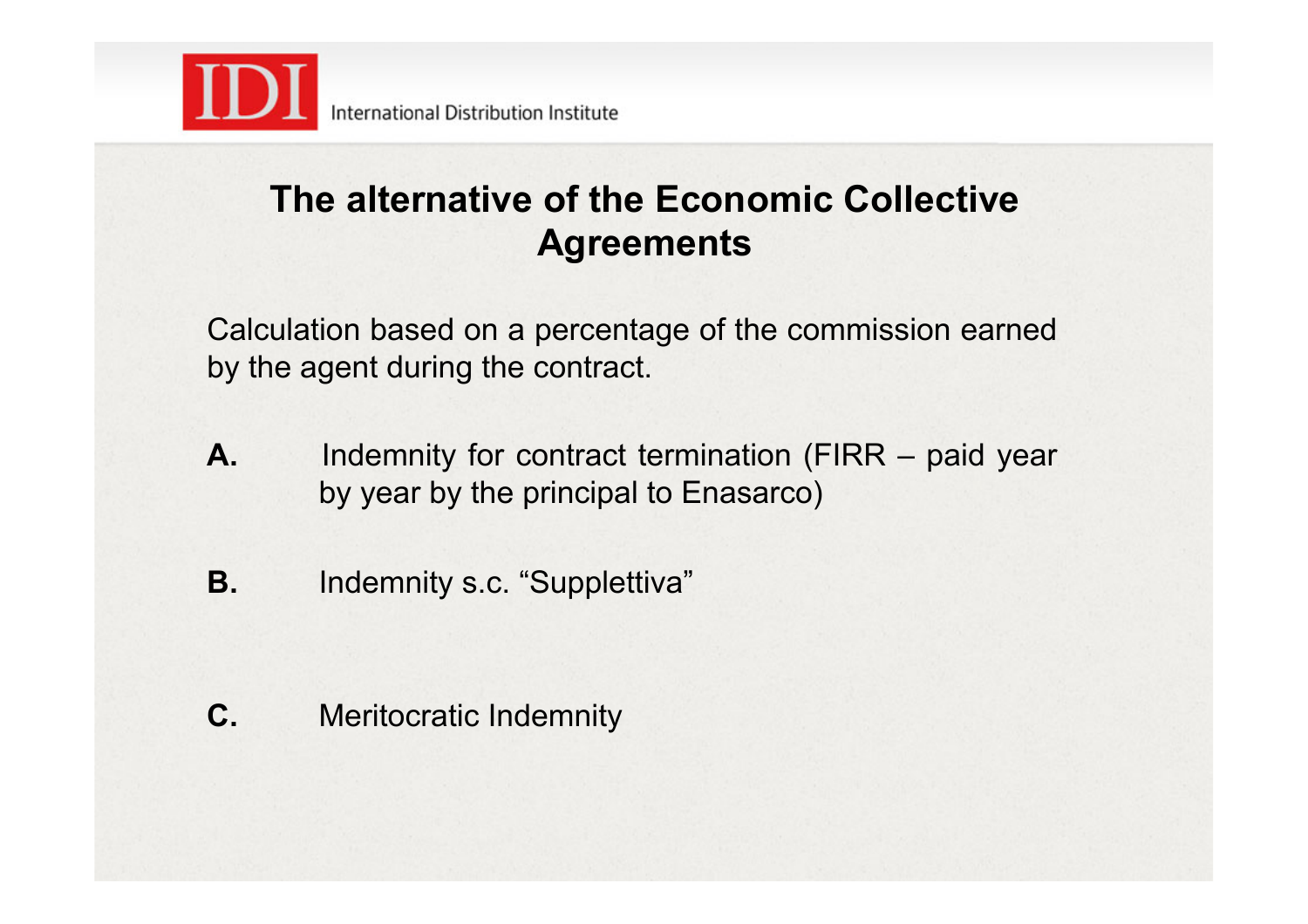## The alternative of the Economic Collective Agreements

Calculation based on a percentage of the commission earned by the agent during the contract.

**A.** Indemnity for contract termination (FIRR – paid year by year by the principal to Enasarco)

**B.** Indemnity s.c. "Supplettiva"

**C.** Meritocratic Indemnity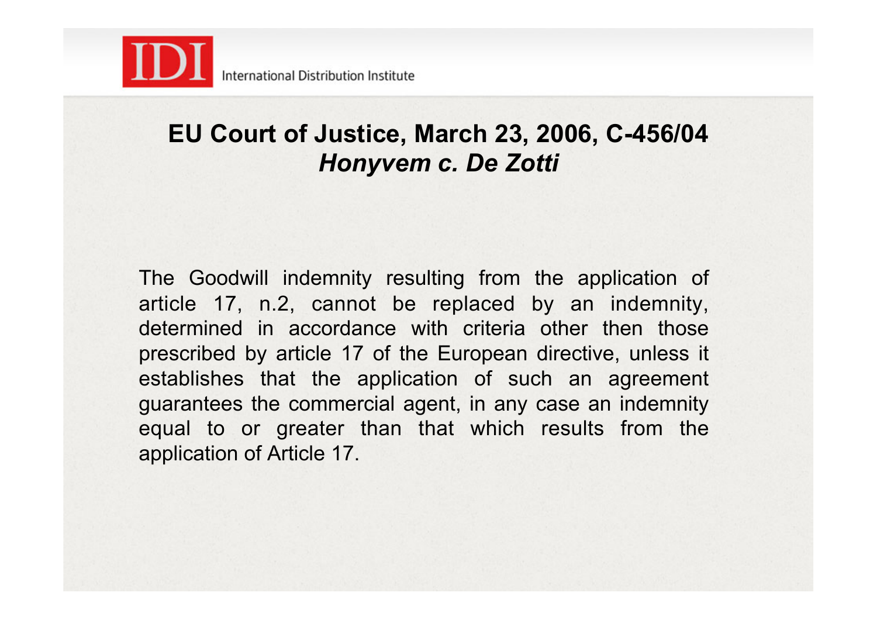## EU Court of Justice, March 23, 2006, C-456/04
## *Honyvem c. De Zotti*

The Goodwill indemnity resulting from the application of article 17, n.2, cannot be replaced by an indemnity, determined in accordance with criteria other then those prescribed by article 17 of the European directive, unless it establishes that the application of such an agreement guarantees the commercial agent, in any case an indemnity equal to or greater than that which results from the application of Article 17.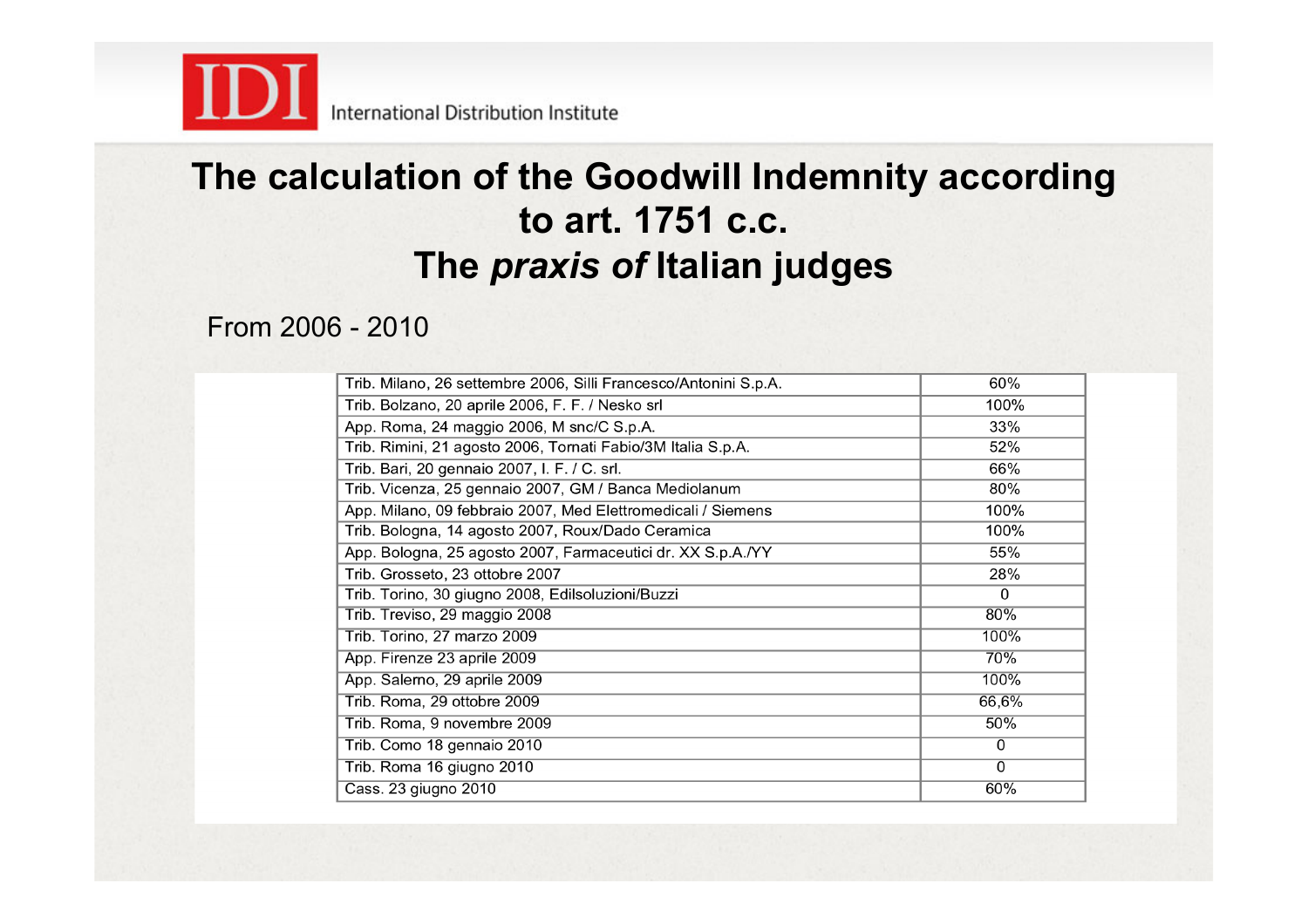# The calculation of the Goodwill Indemnity according to art. 1751 c.c.
# The *praxis of* Italian judges

From 2006 - 2010

| | |
|---|---|
| Trib. Milano, 26 settembre 2006, Silli Francesco/Antonini S.p.A. | 60% |
| Trib. Bolzano, 20 aprile 2006, F. F. / Nesko srl | 100% |
| App. Roma, 24 maggio 2006, M snc/C S.p.A. | 33% |
| Trib. Rimini, 21 agosto 2006, Tomati Fabio/3M Italia S.p.A. | 52% |
| Trib. Bari, 20 gennaio 2007, I. F. / C. srl. | 66% |
| Trib. Vicenza, 25 gennaio 2007, GM / Banca Mediolanum | 80% |
| App. Milano, 09 febbraio 2007, Med Elettromedicali / Siemens | 100% |
| Trib. Bologna, 14 agosto 2007, Roux/Dado Ceramica | 100% |
| App. Bologna, 25 agosto 2007, Farmaceutici dr. XX S.p.A./YY | 55% |
| Trib. Grosseto, 23 ottobre 2007 | 28% |
| Trib. Torino, 30 giugno 2008, Edilsoluzioni/Buzzi | 0 |
| Trib. Treviso, 29 maggio 2008 | 80% |
| Trib. Torino, 27 marzo 2009 | 100% |
| App. Firenze 23 aprile 2009 | 70% |
| App. Salerno, 29 aprile 2009 | 100% |
| Trib. Roma, 29 ottobre 2009 | 66,6% |
| Trib. Roma, 9 novembre 2009 | 50% |
| Trib. Como 18 gennaio 2010 | 0 |
| Trib. Roma 16 giugno 2010 | 0 |
| Cass. 23 giugno 2010 | 60% |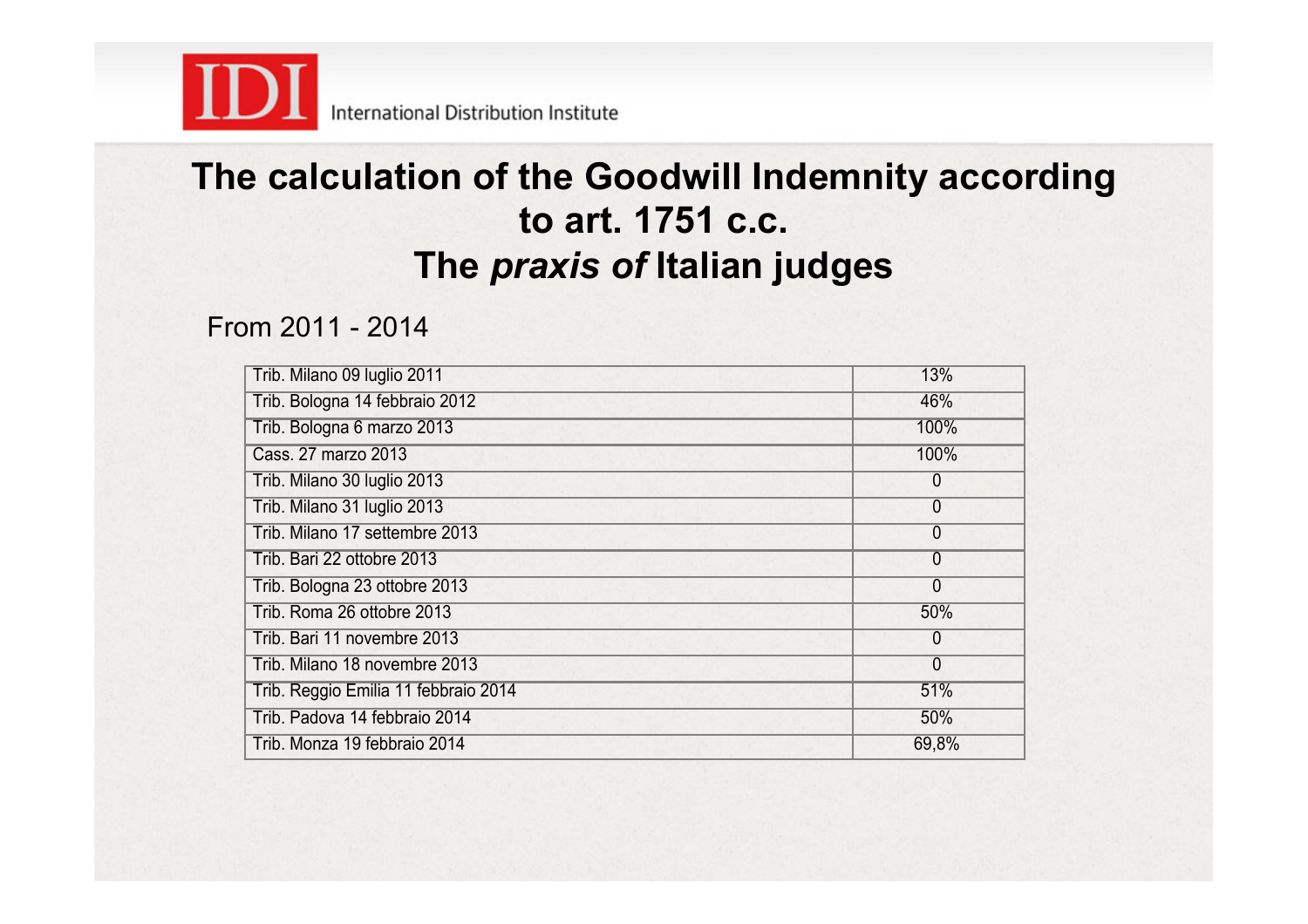# The calculation of the Goodwill Indemnity according to art. 1751 c.c. The *praxis of* Italian judges

From 2011 - 2014

| | |
|---|---|
| Trib. Milano 09 luglio 2011 | 13% |
| Trib. Bologna 14 febbraio 2012 | 46% |
| Trib. Bologna 6 marzo 2013 | 100% |
| Cass. 27 marzo 2013 | 100% |
| Trib. Milano 30 luglio 2013 | 0 |
| Trib. Milano 31 luglio 2013 | 0 |
| Trib. Milano 17 settembre 2013 | 0 |
| Trib. Bari 22 ottobre 2013 | 0 |
| Trib. Bologna 23 ottobre 2013 | 0 |
| Trib. Roma 26 ottobre 2013 | 50% |
| Trib. Bari 11 novembre 2013 | 0 |
| Trib. Milano 18 novembre 2013 | 0 |
| Trib. Reggio Emilia 11 febbraio 2014 | 51% |
| Trib. Padova 14 febbraio 2014 | 50% |
| Trib. Monza 19 febbraio 2014 | 69,8% |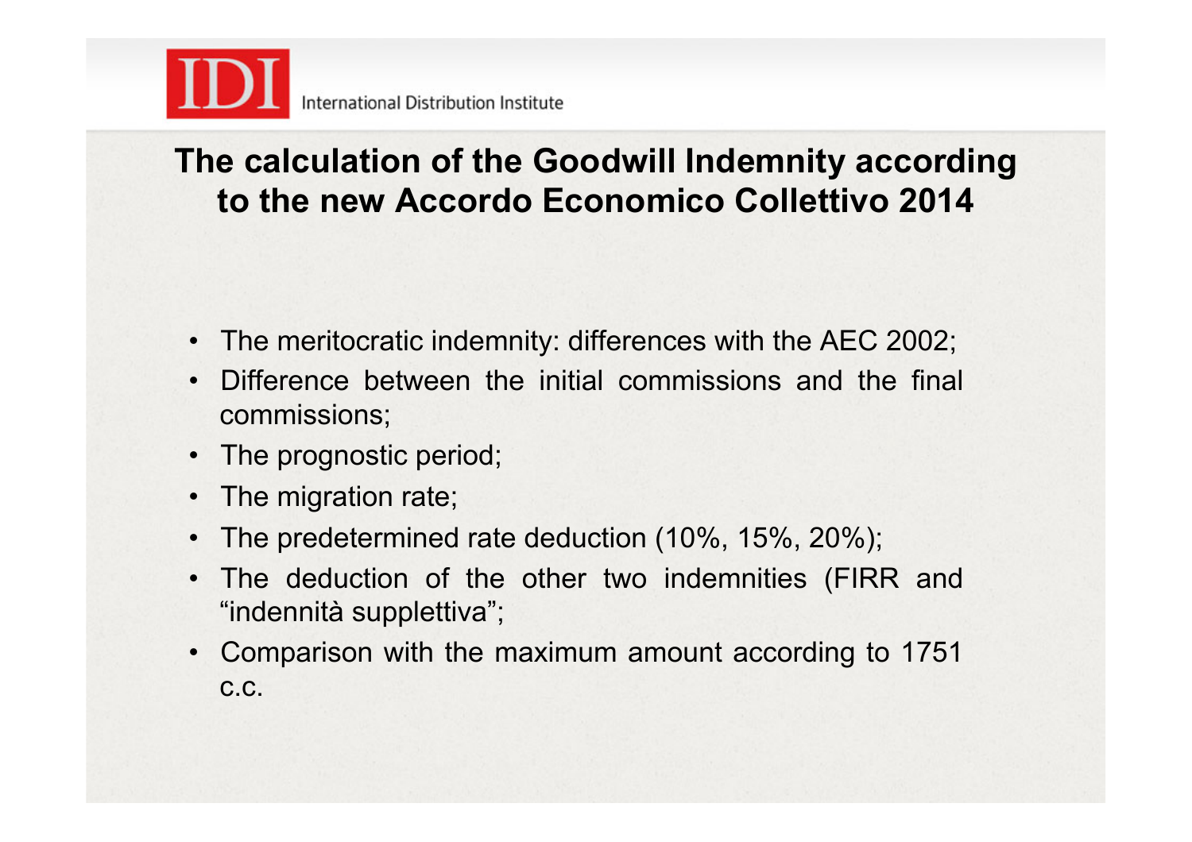# The calculation of the Goodwill Indemnity according to the new Accordo Economico Collettivo 2014

- The meritocratic indemnity: differences with the AEC 2002;
- Difference between the initial commissions and the final commissions;
- The prognostic period;
- The migration rate;
- The predetermined rate deduction (10%, 15%, 20%);
- The deduction of the other two indemnities (FIRR and "indennità supplettiva";
- Comparison with the maximum amount according to 1751 c.c.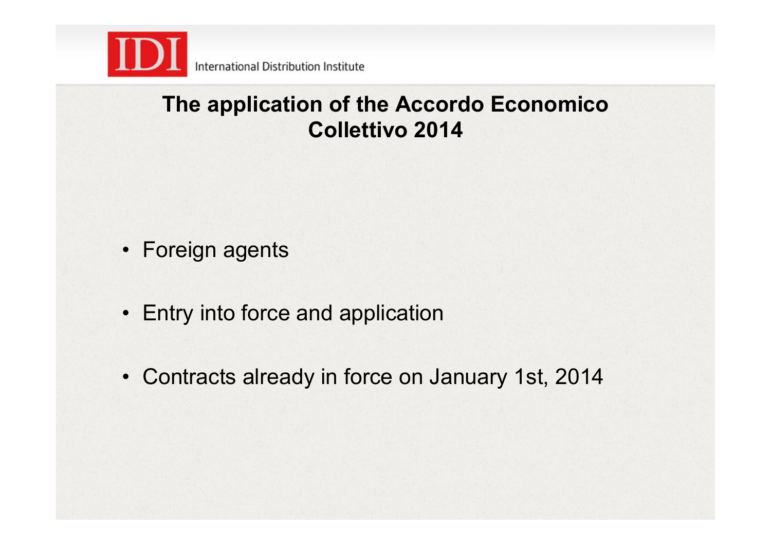## The application of the Accordo Economico Collettivo 2014

- Foreign agents
- Entry into force and application
- Contracts already in force on January 1st, 2014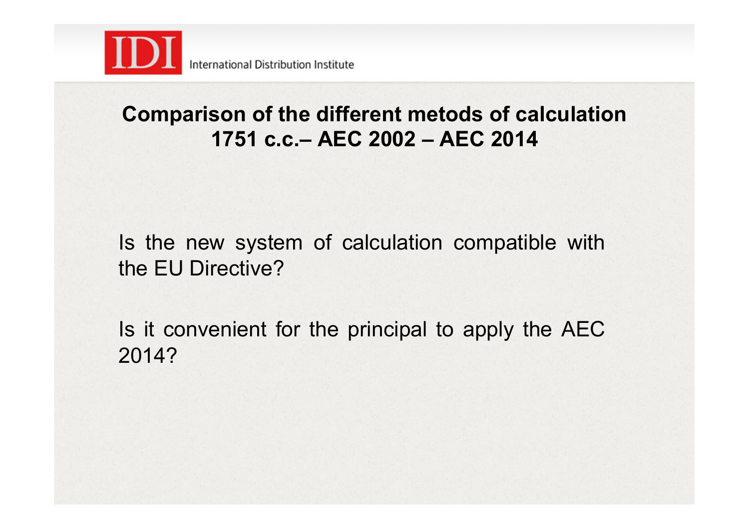## Comparison of the different metods of calculation 1751 c.c.– AEC 2002 – AEC 2014

Is the new system of calculation compatible with the EU Directive?

Is it convenient for the principal to apply the AEC 2014?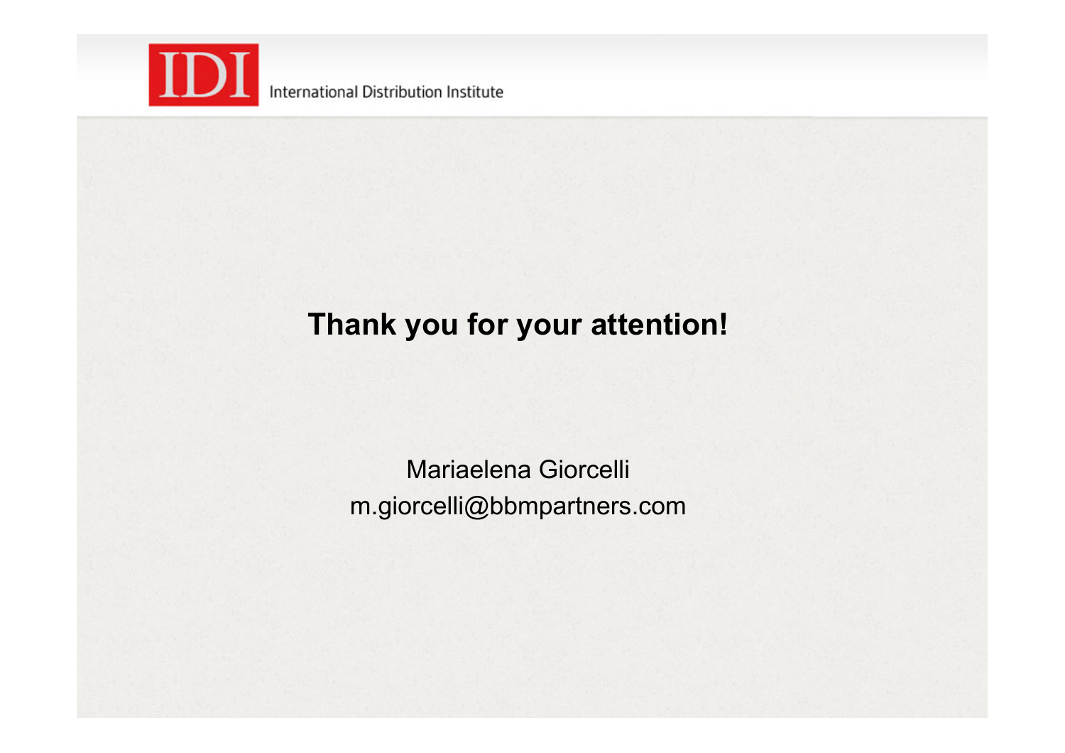**Thank you for your attention!**

Mariaelena Giorcelli
m.giorcelli@bbmpartners.com